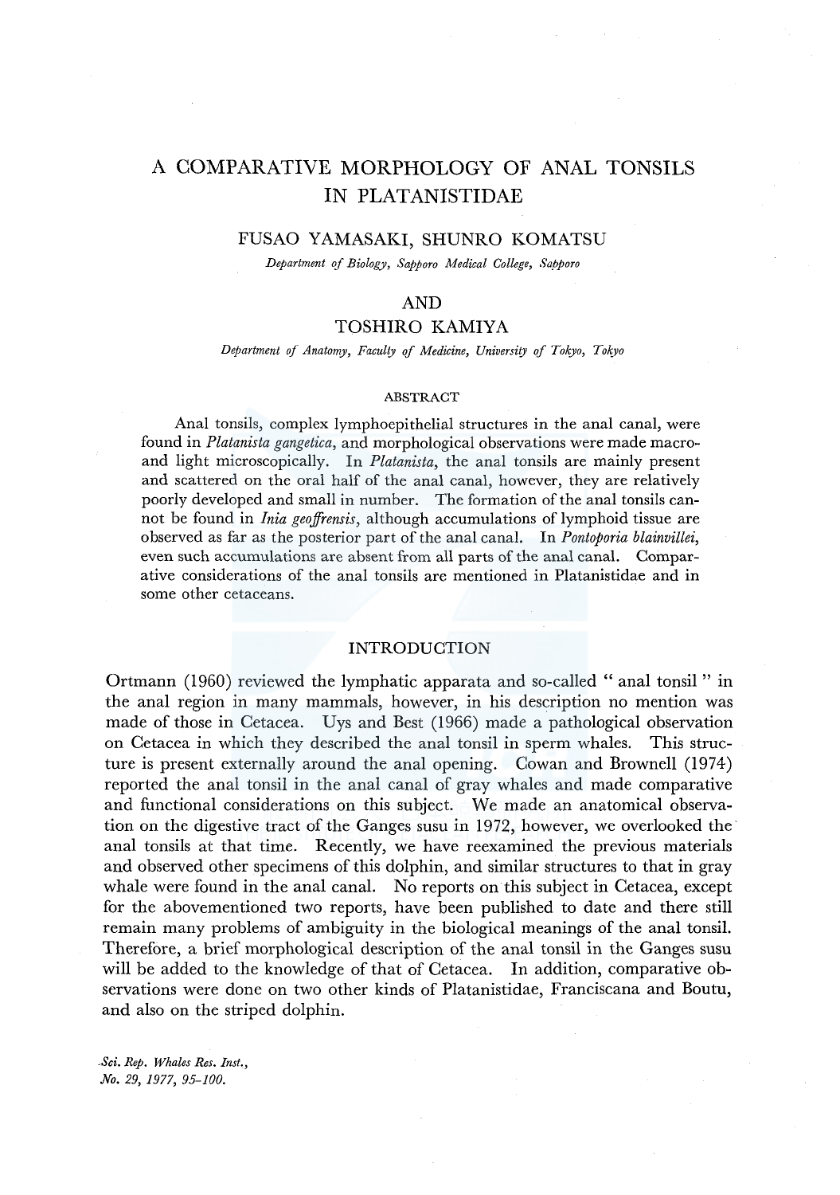// A COMPARATIVE MORPHOLOGY OF ANAL TONSILS IN PLATANISTIDAE

FUSAO YAMASAKI, SHUNRO KOMATSU

*Department of Biology, Sapporo Medical College, Sapporo*

AND

TOSHIRO KAMIYA

*Department of Anatomy, Faculty of Medicine, University of Tokyo, Tokyo*

## ABSTRACT

Anal tonsils, complex lymphoepithelial structures in the anal canal, were found in *Platanista gangetica*, and morphological observations were made macro- and light microscopically. In *Platanista*, the anal tonsils are mainly present and scattered on the oral half of the anal canal, however, they are relatively poorly developed and small in number. The formation of the anal tonsils cannot be found in *Inia geoffrensis*, although accumulations of lymphoid tissue are observed as far as the posterior part of the anal canal. In *Pontoporia blainvillei*, even such accumulations are absent from all parts of the anal canal. Comparative considerations of the anal tonsils are mentioned in Platanistidae and in some other cetaceans.

## INTRODUCTION

Ortmann (1960) reviewed the lymphatic apparata and so-called " anal tonsil " in the anal region in many mammals, however, in his description no mention was made of those in Cetacea. Uys and Best (1966) made a pathological observation on Cetacea in which they described the anal tonsil in sperm whales. This structure is present externally around the anal opening. Cowan and Brownell (1974) reported the anal tonsil in the anal canal of gray whales and made comparative and functional considerations on this subject. We made an anatomical observation on the digestive tract of the Ganges susu in 1972, however, we overlooked the anal tonsils at that time. Recently, we have reexamined the previous materials and observed other specimens of this dolphin, and similar structures to that in gray whale were found in the anal canal. No reports on this subject in Cetacea, except for the abovementioned two reports, have been published to date and there still remain many problems of ambiguity in the biological meanings of the anal tonsil. Therefore, a brief morphological description of the anal tonsil in the Ganges susu will be added to the knowledge of that of Cetacea. In addition, comparative observations were done on two other kinds of Platanistidae, Franciscana and Boutu, and also on the striped dolphin.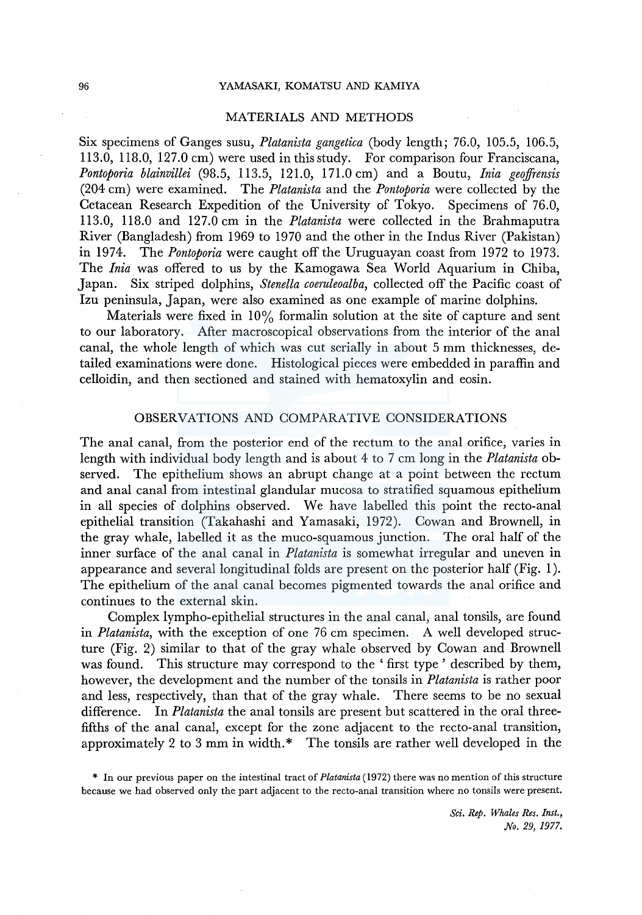## MATERIALS AND METHODS

Six specimens of Ganges susu, *Platanista gangetica* (body length; 76.0, 105.5, 106.5, 113.0, 118.0, 127.0 cm) were used in this study. For comparison four Franciscana, *Pontoporia blainvillei* (98.5, 113.5, 121.0, 171.0 cm) and a Boutu, *Inia geoffrensis* (204 cm) were examined. The *Platanista* and the *Pontoporia* were collected by the Cetacean Research Expedition of the University of Tokyo. Specimens of 76.0, 113.0, 118.0 and 127.0 cm in the *Platanista* were collected in the Brahmaputra River (Bangladesh) from 1969 to 1970 and the other in the Indus River (Pakistan) in 1974. The *Pontoporia* were caught off the Uruguayan coast from 1972 to 1973. The *Inia* was offered to us by the Kamogawa Sea World Aquarium in Chiba, Japan. Six striped dolphins, *Stenella coeruleoalba*, collected off the Pacific coast of Izu peninsula, Japan, were also examined as one example of marine dolphins.

Materials were fixed in 10% formalin solution at the site of capture and sent to our laboratory. After macroscopical observations from the interior of the anal canal, the whole length of which was cut serially in about 5 mm thicknesses, detailed examinations were done. Histological pieces were embedded in paraffin and celloidin, and then sectioned and stained with hematoxylin and eosin.

## OBSERVATIONS AND COMPARATIVE CONSIDERATIONS

The anal canal, from the posterior end of the rectum to the anal orifice, varies in length with individual body length and is about 4 to 7 cm long in the *Platanista* observed. The epithelium shows an abrupt change at a point between the rectum and anal canal from intestinal glandular mucosa to stratified squamous epithelium in all species of dolphins observed. We have labelled this point the recto-anal epithelial transition (Takahashi and Yamasaki, 1972). Cowan and Brownell, in the gray whale, labelled it as the muco-squamous junction. The oral half of the inner surface of the anal canal in *Platanista* is somewhat irregular and uneven in appearance and several longitudinal folds are present on the posterior half (Fig. 1). The epithelium of the anal canal becomes pigmented towards the anal orifice and continues to the external skin.

Complex lympho-epithelial structures in the anal canal, anal tonsils, are found in *Platanista*, with the exception of one 76 cm specimen. A well developed structure (Fig. 2) similar to that of the gray whale observed by Cowan and Brownell was found. This structure may correspond to the 'first type' described by them, however, the development and the number of the tonsils in *Platanista* is rather poor and less, respectively, than that of the gray whale. There seems to be no sexual difference. In *Platanista* the anal tonsils are present but scattered in the oral three-fifths of the anal canal, except for the zone adjacent to the recto-anal transition, approximately 2 to 3 mm in width.* The tonsils are rather well developed in the

\* In our previous paper on the intestinal tract of *Platanista* (1972) there was no mention of this structure because we had observed only the part adjacent to the recto-anal transition where no tonsils were present.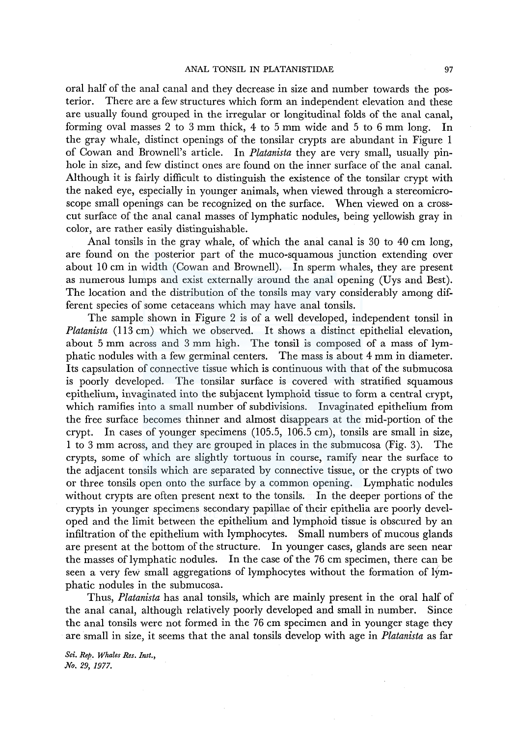oral half of the anal canal and they decrease in size and number towards the posterior. There are a few structures which form an independent elevation and these are usually found grouped in the irregular or longitudinal folds of the anal canal, forming oval masses 2 to 3 mm thick, 4 to 5 mm wide and 5 to 6 mm long. In the gray whale, distinct openings of the tonsilar crypts are abundant in Figure 1 of Cowan and Brownell's article. In *Platanista* they are very small, usually pinhole in size, and few distinct ones are found on the inner surface of the anal canal. Although it is fairly difficult to distinguish the existence of the tonsilar crypt with the naked eye, especially in younger animals, when viewed through a stereomicroscope small openings can be recognized on the surface. When viewed on a cross-cut surface of the anal canal masses of lymphatic nodules, being yellowish gray in color, are rather easily distinguishable.

Anal tonsils in the gray whale, of which the anal canal is 30 to 40 cm long, are found on the posterior part of the muco-squamous junction extending over about 10 cm in width (Cowan and Brownell). In sperm whales, they are present as numerous lumps and exist externally around the anal opening (Uys and Best). The location and the distribution of the tonsils may vary considerably among different species of some cetaceans which may have anal tonsils.

The sample shown in Figure 2 is of a well developed, independent tonsil in *Platanista* (113 cm) which we observed. It shows a distinct epithelial elevation, about 5 mm across and 3 mm high. The tonsil is composed of a mass of lymphatic nodules with a few germinal centers. The mass is about 4 mm in diameter. Its capsulation of connective tissue which is continuous with that of the submucosa is poorly developed. The tonsilar surface is covered with stratified squamous epithelium, invaginated into the subjacent lymphoid tissue to form a central crypt, which ramifies into a small number of subdivisions. Invaginated epithelium from the free surface becomes thinner and almost disappears at the mid-portion of the crypt. In cases of younger specimens (105.5, 106.5 cm), tonsils are small in size, 1 to 3 mm across, and they are grouped in places in the submucosa (Fig. 3). The crypts, some of which are slightly tortuous in course, ramify near the surface to the adjacent tonsils which are separated by connective tissue, or the crypts of two or three tonsils open onto the surface by a common opening. Lymphatic nodules without crypts are often present next to the tonsils. In the deeper portions of the crypts in younger specimens secondary papillae of their epithelia are poorly developed and the limit between the epithelium and lymphoid tissue is obscured by an infiltration of the epithelium with lymphocytes. Small numbers of mucous glands are present at the bottom of the structure. In younger cases, glands are seen near the masses of lymphatic nodules. In the case of the 76 cm specimen, there can be seen a very few small aggregations of lymphocytes without the formation of lymphatic nodules in the submucosa.

Thus, *Platanista* has anal tonsils, which are mainly present in the oral half of the anal canal, although relatively poorly developed and small in number. Since the anal tonsils were not formed in the 76 cm specimen and in younger stage they are small in size, it seems that the anal tonsils develop with age in *Platanista* as far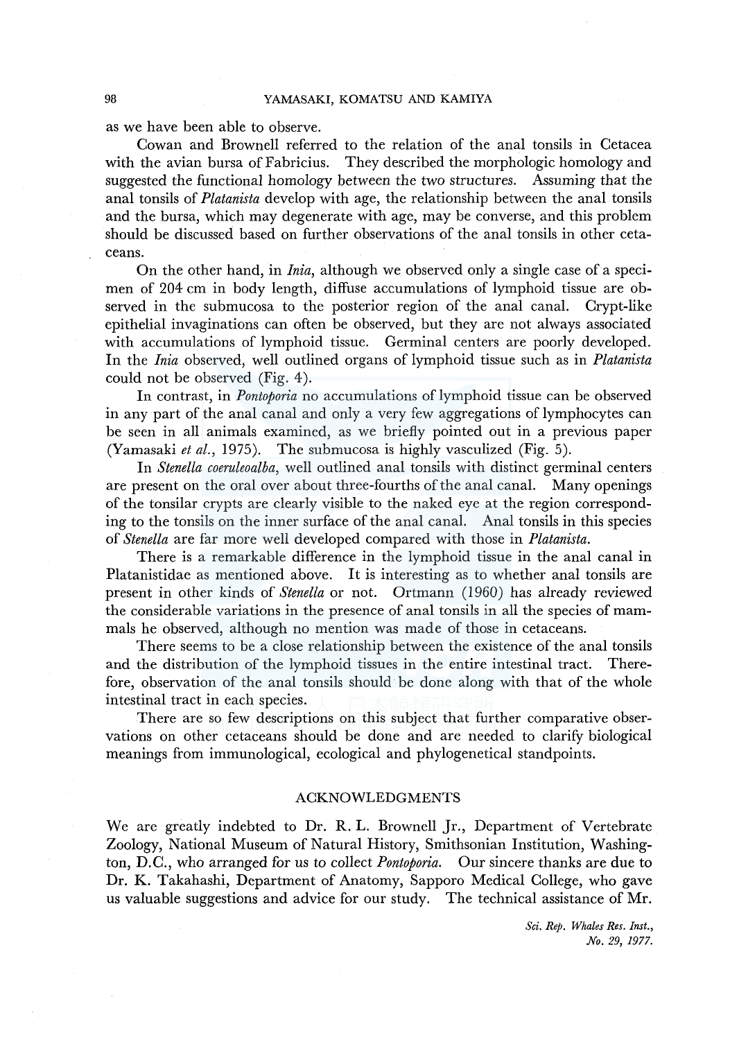as we have been able to observe.

Cowan and Brownell referred to the relation of the anal tonsils in Cetacea with the avian bursa of Fabricius. They described the morphologic homology and suggested the functional homology between the two structures. Assuming that the anal tonsils of *Platanista* develop with age, the relationship between the anal tonsils and the bursa, which may degenerate with age, may be converse, and this problem should be discussed based on further observations of the anal tonsils in other cetaceans.

On the other hand, in *Inia*, although we observed only a single case of a specimen of 204 cm in body length, diffuse accumulations of lymphoid tissue are observed in the submucosa to the posterior region of the anal canal. Crypt-like epithelial invaginations can often be observed, but they are not always associated with accumulations of lymphoid tissue. Germinal centers are poorly developed. In the *Inia* observed, well outlined organs of lymphoid tissue such as in *Platanista* could not be observed (Fig. 4).

In contrast, in *Pontoporia* no accumulations of lymphoid tissue can be observed in any part of the anal canal and only a very few aggregations of lymphocytes can be seen in all animals examined, as we briefly pointed out in a previous paper (Yamasaki *et al.*, 1975). The submucosa is highly vasculized (Fig. 5).

In *Stenella coeruleoalba*, well outlined anal tonsils with distinct germinal centers are present on the oral over about three-fourths of the anal canal. Many openings of the tonsilar crypts are clearly visible to the naked eye at the region corresponding to the tonsils on the inner surface of the anal canal. Anal tonsils in this species of *Stenella* are far more well developed compared with those in *Platanista*.

There is a remarkable difference in the lymphoid tissue in the anal canal in Platanistidae as mentioned above. It is interesting as to whether anal tonsils are present in other kinds of *Stenella* or not. Ortmann (1960) has already reviewed the considerable variations in the presence of anal tonsils in all the species of mammals he observed, although no mention was made of those in cetaceans.

There seems to be a close relationship between the existence of the anal tonsils and the distribution of the lymphoid tissues in the entire intestinal tract. Therefore, observation of the anal tonsils should be done along with that of the whole intestinal tract in each species.

There are so few descriptions on this subject that further comparative observations on other cetaceans should be done and are needed to clarify biological meanings from immunological, ecological and phylogenetical standpoints.

## ACKNOWLEDGMENTS

We are greatly indebted to Dr. R. L. Brownell Jr., Department of Vertebrate Zoology, National Museum of Natural History, Smithsonian Institution, Washington, D.C., who arranged for us to collect *Pontoporia*. Our sincere thanks are due to Dr. K. Takahashi, Department of Anatomy, Sapporo Medical College, who gave us valuable suggestions and advice for our study. The technical assistance of Mr.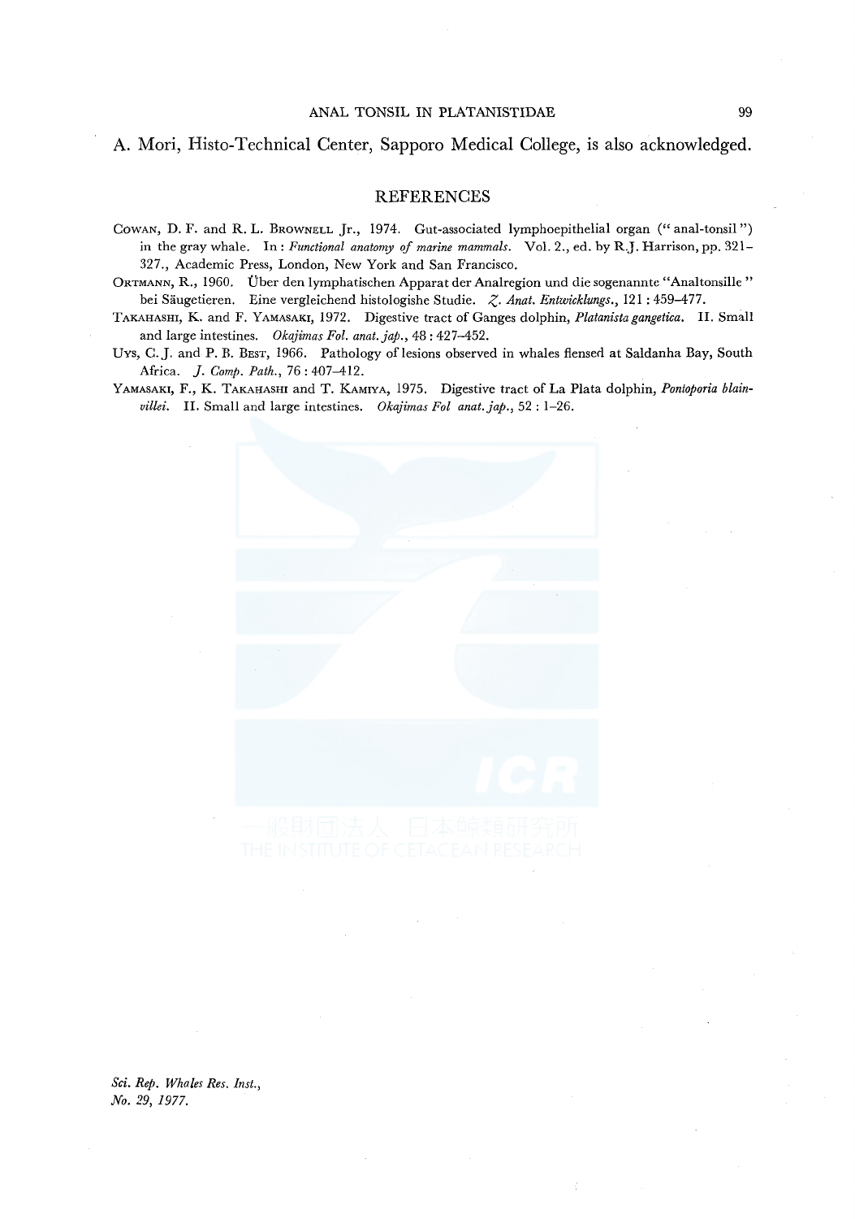A. Mori, Histo-Technical Center, Sapporo Medical College, is also acknowledged.

## REFERENCES

Cowan, D. F. and R. L. Brownell Jr., 1974. Gut-associated lymphoepithelial organ ("anal-tonsil") in the gray whale. In: *Functional anatomy of marine mammals*. Vol. 2., ed. by R.J. Harrison, pp. 321–327., Academic Press, London, New York and San Francisco.

Ortmann, R., 1960. Über den lymphatischen Apparat der Analregion und die sogenannte "Analtonsille" bei Säugetieren. Eine vergleichend histologishe Studie. *Z. Anat. Entwicklungs.*, 121: 459–477.

Takahashi, K. and F. Yamasaki, 1972. Digestive tract of Ganges dolphin, *Platanista gangetica*. II. Small and large intestines. *Okajimas Fol. anat. jap.*, 48: 427–452.

Uys, C. J. and P. B. Best, 1966. Pathology of lesions observed in whales flensed at Saldanha Bay, South Africa. *J. Comp. Path.*, 76: 407–412.

Yamasaki, F., K. Takahashi and T. Kamiya, 1975. Digestive tract of La Plata dolphin, *Pontoporia blainvillei*. II. Small and large intestines. *Okajimas Fol anat. jap.*, 52: 1–26.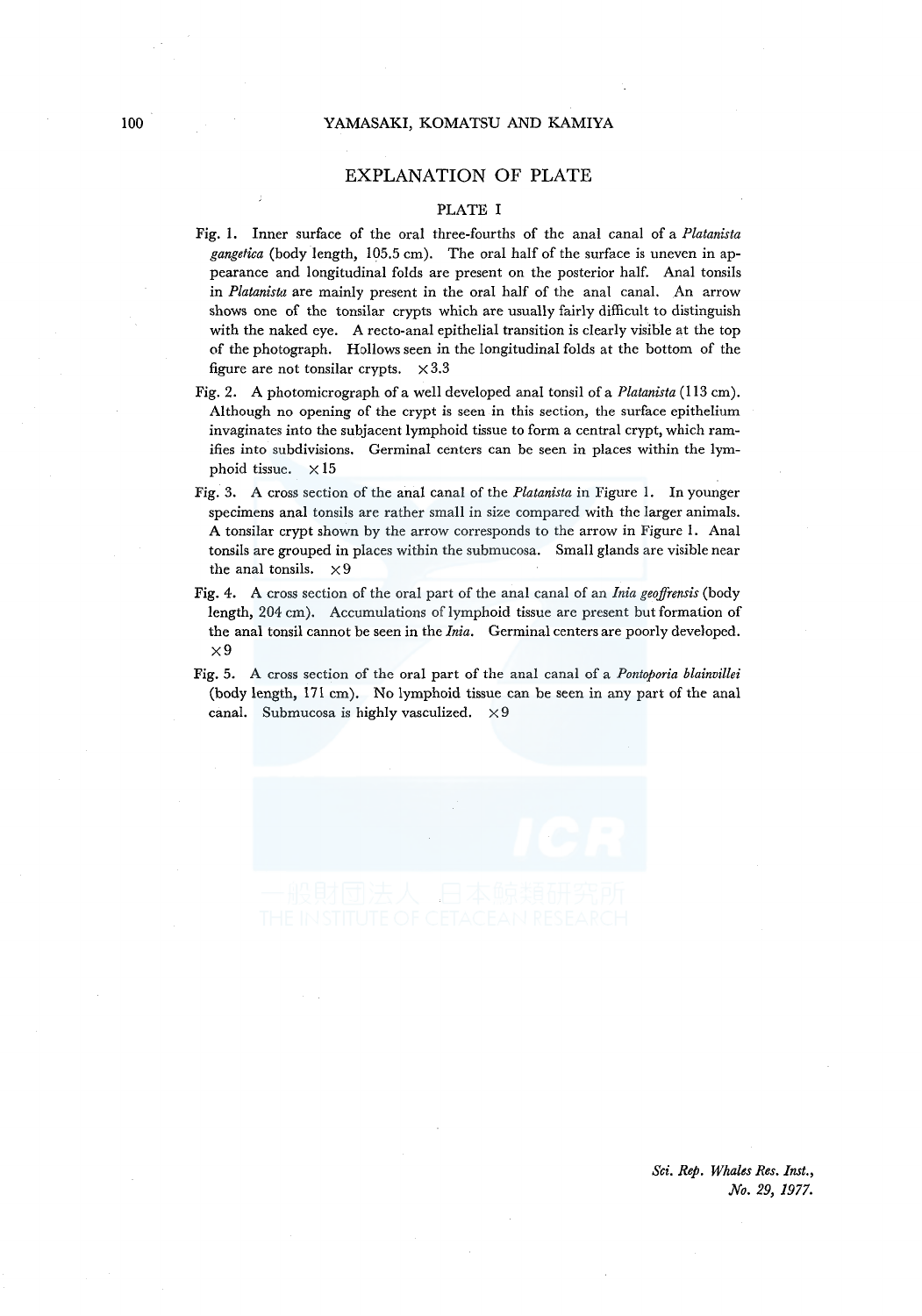## EXPLANATION OF PLATE

### PLATE I

Fig. 1. Inner surface of the oral three-fourths of the anal canal of a *Platanista gangetica* (body length, 105.5 cm). The oral half of the surface is uneven in appearance and longitudinal folds are present on the posterior half. Anal tonsils in *Platanista* are mainly present in the oral half of the anal canal. An arrow shows one of the tonsilar crypts which are usually fairly difficult to distinguish with the naked eye. A recto-anal epithelial transition is clearly visible at the top of the photograph. Hollows seen in the longitudinal folds at the bottom of the figure are not tonsilar crypts. ×3.3

Fig. 2. A photomicrograph of a well developed anal tonsil of a *Platanista* (113 cm). Although no opening of the crypt is seen in this section, the surface epithelium invaginates into the subjacent lymphoid tissue to form a central crypt, which ramifies into subdivisions. Germinal centers can be seen in places within the lymphoid tissue. ×15

Fig. 3. A cross section of the anal canal of the *Platanista* in Figure 1. In younger specimens anal tonsils are rather small in size compared with the larger animals. A tonsilar crypt shown by the arrow corresponds to the arrow in Figure 1. Anal tonsils are grouped in places within the submucosa. Small glands are visible near the anal tonsils. ×9

Fig. 4. A cross section of the oral part of the anal canal of an *Inia geoffrensis* (body length, 204 cm). Accumulations of lymphoid tissue are present but formation of the anal tonsil cannot be seen in the *Inia*. Germinal centers are poorly developed. ×9

Fig. 5. A cross section of the oral part of the anal canal of a *Pontoporia blainvillei* (body length, 171 cm). No lymphoid tissue can be seen in any part of the anal canal. Submucosa is highly vasculized. ×9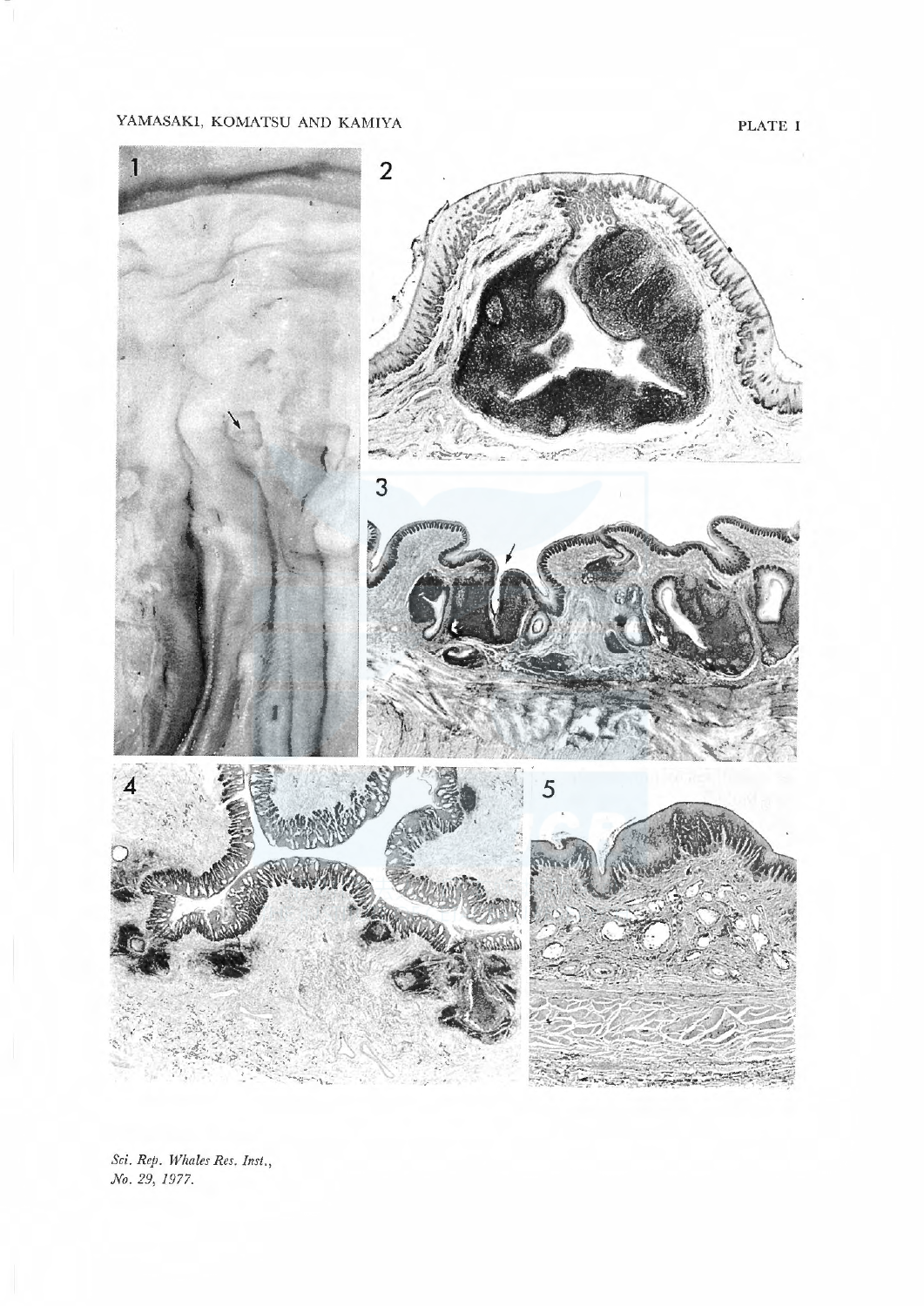PLATE I